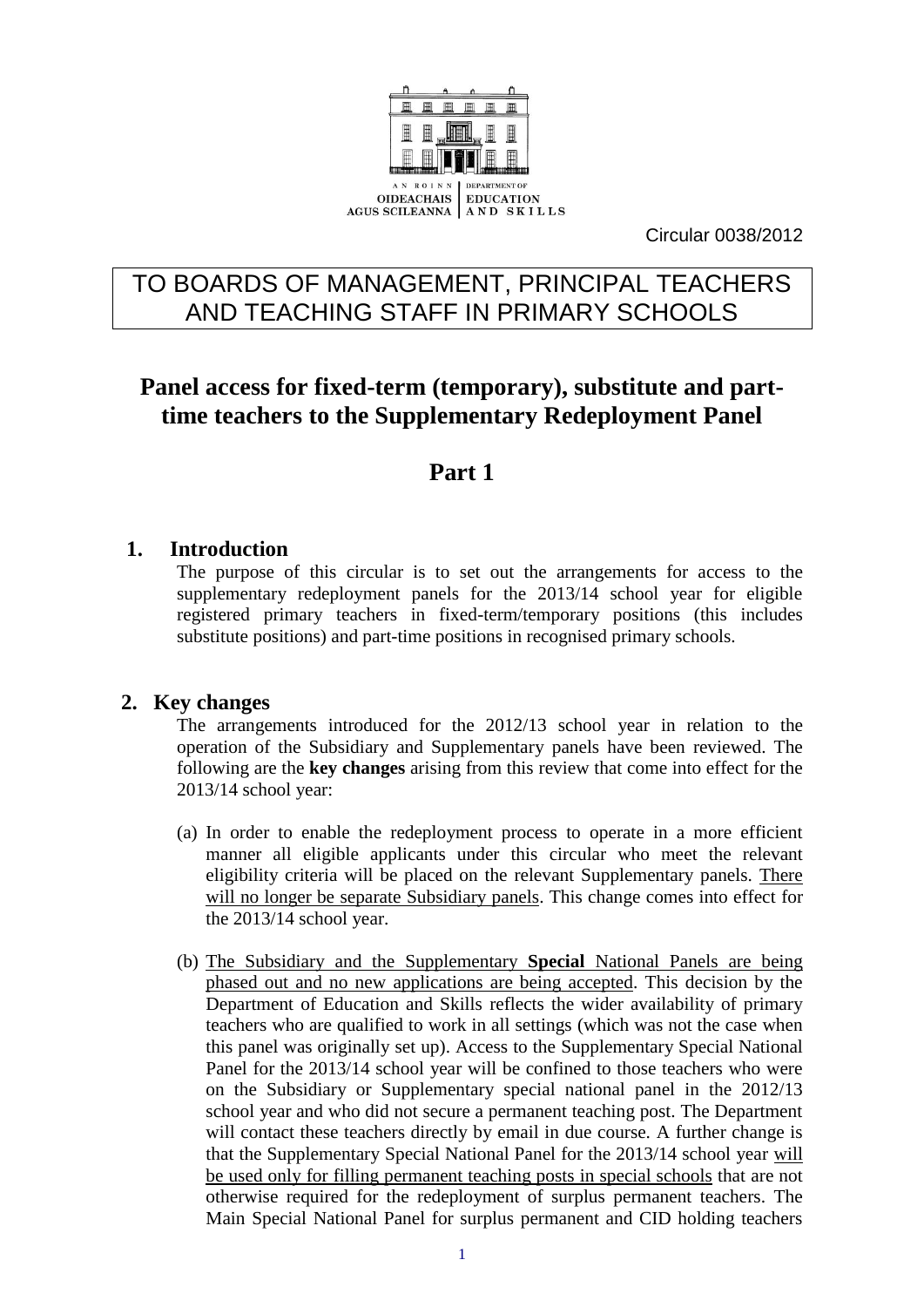AN ROINN OIDEACHAIS AGUS SCILEANNA | DEPARTMENT OF EDUCATION AND SKILLS

Circular 0038/2012

TO BOARDS OF MANAGEMENT, PRINCIPAL TEACHERS AND TEACHING STAFF IN PRIMARY SCHOOLS

# Panel access for fixed-term (temporary), substitute and part-time teachers to the Supplementary Redeployment Panel

## Part 1

### 1. Introduction

The purpose of this circular is to set out the arrangements for access to the supplementary redeployment panels for the 2013/14 school year for eligible registered primary teachers in fixed-term/temporary positions (this includes substitute positions) and part-time positions in recognised primary schools.

### 2. Key changes

The arrangements introduced for the 2012/13 school year in relation to the operation of the Subsidiary and Supplementary panels have been reviewed. The following are the **key changes** arising from this review that come into effect for the 2013/14 school year:

(a) In order to enable the redeployment process to operate in a more efficient manner all eligible applicants under this circular who meet the relevant eligibility criteria will be placed on the relevant Supplementary panels. There will no longer be separate Subsidiary panels. This change comes into effect for the 2013/14 school year.

(b) The Subsidiary and the Supplementary **Special** National Panels are being phased out and no new applications are being accepted. This decision by the Department of Education and Skills reflects the wider availability of primary teachers who are qualified to work in all settings (which was not the case when this panel was originally set up). Access to the Supplementary Special National Panel for the 2013/14 school year will be confined to those teachers who were on the Subsidiary or Supplementary special national panel in the 2012/13 school year and who did not secure a permanent teaching post. The Department will contact these teachers directly by email in due course. A further change is that the Supplementary Special National Panel for the 2013/14 school year will be used only for filling permanent teaching posts in special schools that are not otherwise required for the redeployment of surplus permanent teachers. The Main Special National Panel for surplus permanent and CID holding teachers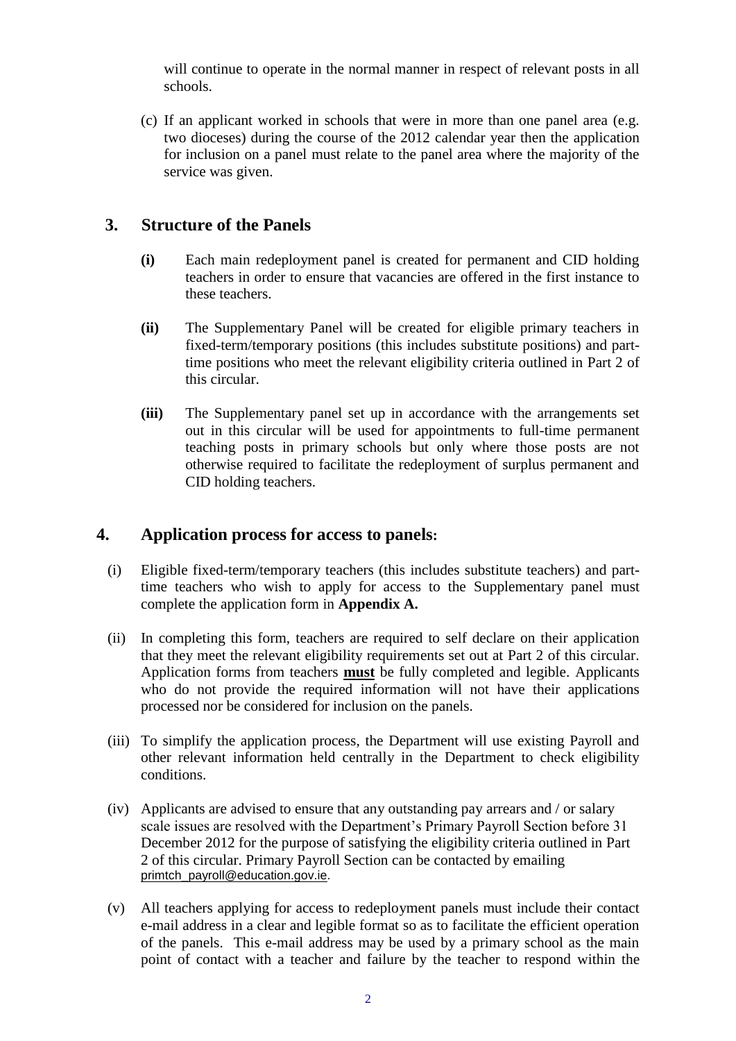will continue to operate in the normal manner in respect of relevant posts in all schools.

(c) If an applicant worked in schools that were in more than one panel area (e.g. two dioceses) during the course of the 2012 calendar year then the application for inclusion on a panel must relate to the panel area where the majority of the service was given.

## 3. Structure of the Panels

**(i)** Each main redeployment panel is created for permanent and CID holding teachers in order to ensure that vacancies are offered in the first instance to these teachers.

**(ii)** The Supplementary Panel will be created for eligible primary teachers in fixed-term/temporary positions (this includes substitute positions) and part-time positions who meet the relevant eligibility criteria outlined in Part 2 of this circular.

**(iii)** The Supplementary panel set up in accordance with the arrangements set out in this circular will be used for appointments to full-time permanent teaching posts in primary schools but only where those posts are not otherwise required to facilitate the redeployment of surplus permanent and CID holding teachers.

## 4. Application process for access to panels:

(i) Eligible fixed-term/temporary teachers (this includes substitute teachers) and part-time teachers who wish to apply for access to the Supplementary panel must complete the application form in **Appendix A.**

(ii) In completing this form, teachers are required to self declare on their application that they meet the relevant eligibility requirements set out at Part 2 of this circular. Application forms from teachers **<u>must</u>** be fully completed and legible. Applicants who do not provide the required information will not have their applications processed nor be considered for inclusion on the panels.

(iii) To simplify the application process, the Department will use existing Payroll and other relevant information held centrally in the Department to check eligibility conditions.

(iv) Applicants are advised to ensure that any outstanding pay arrears and / or salary scale issues are resolved with the Department's Primary Payroll Section before 31 December 2012 for the purpose of satisfying the eligibility criteria outlined in Part 2 of this circular. Primary Payroll Section can be contacted by emailing primtch_payroll@education.gov.ie.

(v) All teachers applying for access to redeployment panels must include their contact e-mail address in a clear and legible format so as to facilitate the efficient operation of the panels. This e-mail address may be used by a primary school as the main point of contact with a teacher and failure by the teacher to respond within the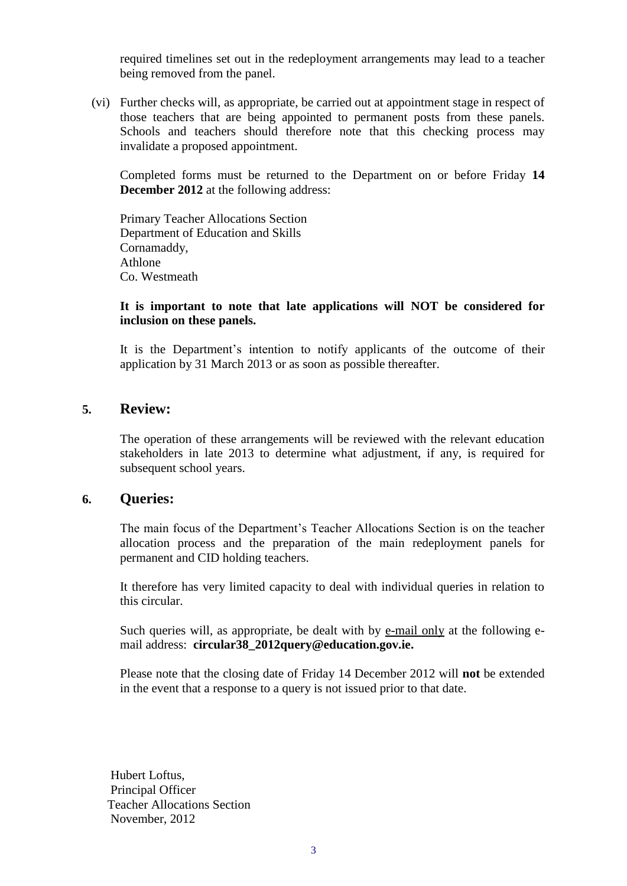required timelines set out in the redeployment arrangements may lead to a teacher being removed from the panel.

(vi) Further checks will, as appropriate, be carried out at appointment stage in respect of those teachers that are being appointed to permanent posts from these panels. Schools and teachers should therefore note that this checking process may invalidate a proposed appointment.

Completed forms must be returned to the Department on or before Friday **14 December 2012** at the following address:

Primary Teacher Allocations Section
Department of Education and Skills
Cornamaddy,
Athlone
Co. Westmeath

**It is important to note that late applications will NOT be considered for inclusion on these panels.**

It is the Department's intention to notify applicants of the outcome of their application by 31 March 2013 or as soon as possible thereafter.

## 5. Review:

The operation of these arrangements will be reviewed with the relevant education stakeholders in late 2013 to determine what adjustment, if any, is required for subsequent school years.

## 6. Queries:

The main focus of the Department's Teacher Allocations Section is on the teacher allocation process and the preparation of the main redeployment panels for permanent and CID holding teachers.

It therefore has very limited capacity to deal with individual queries in relation to this circular.

Such queries will, as appropriate, be dealt with by <u>e-mail only</u> at the following e-mail address: **circular38_2012query@education.gov.ie.**

Please note that the closing date of Friday 14 December 2012 will **not** be extended in the event that a response to a query is not issued prior to that date.

Hubert Loftus,
Principal Officer
Teacher Allocations Section
November, 2012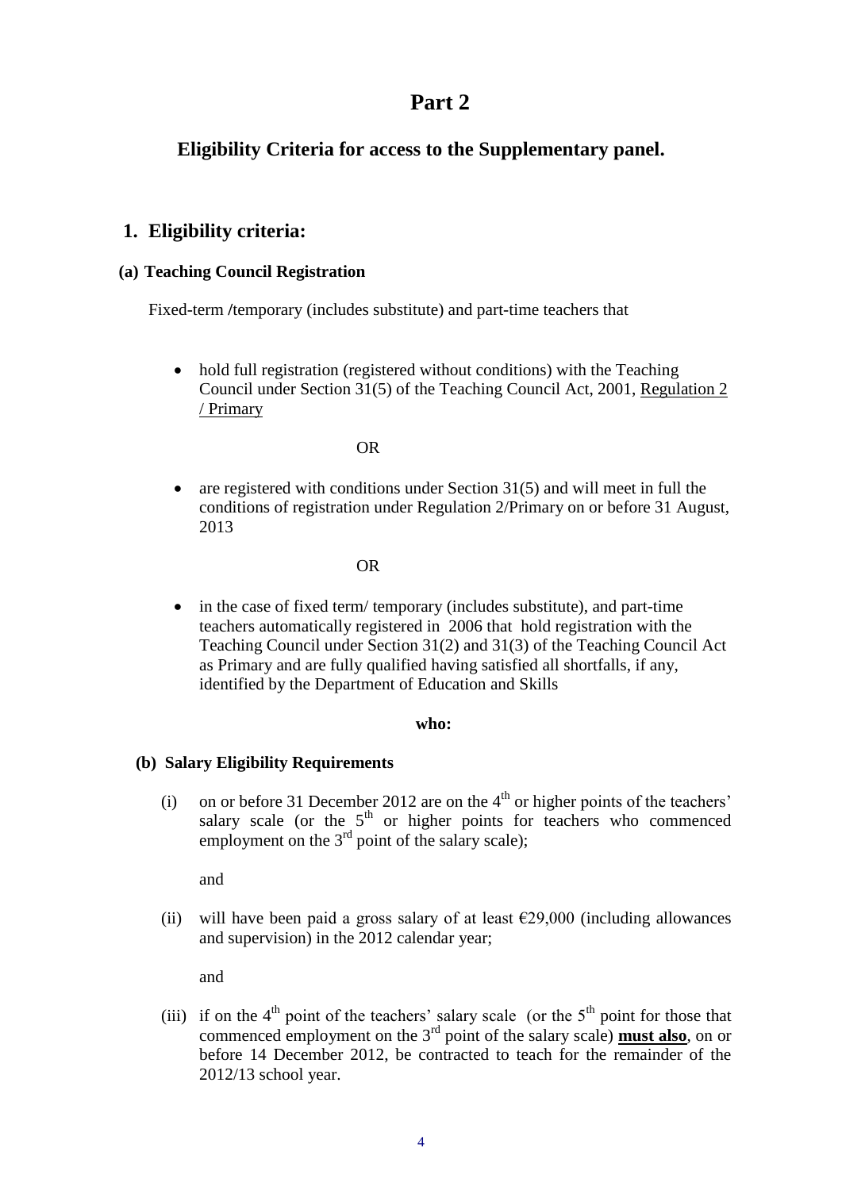# Part 2

## Eligibility Criteria for access to the Supplementary panel.

### 1. Eligibility criteria:

#### (a) Teaching Council Registration

Fixed-term /temporary (includes substitute) and part-time teachers that

- hold full registration (registered without conditions) with the Teaching Council under Section 31(5) of the Teaching Council Act, 2001, Regulation 2 / Primary

OR

- are registered with conditions under Section 31(5) and will meet in full the conditions of registration under Regulation 2/Primary on or before 31 August, 2013

OR

- in the case of fixed term/ temporary (includes substitute), and part-time teachers automatically registered in 2006 that hold registration with the Teaching Council under Section 31(2) and 31(3) of the Teaching Council Act as Primary and are fully qualified having satisfied all shortfalls, if any, identified by the Department of Education and Skills

**who:**

#### (b) Salary Eligibility Requirements

(i) on or before 31 December 2012 are on the 4th or higher points of the teachers' salary scale (or the 5th or higher points for teachers who commenced employment on the 3rd point of the salary scale);

and

(ii) will have been paid a gross salary of at least €29,000 (including allowances and supervision) in the 2012 calendar year;

and

(iii) if on the 4th point of the teachers' salary scale (or the 5th point for those that commenced employment on the 3rd point of the salary scale) **must also**, on or before 14 December 2012, be contracted to teach for the remainder of the 2012/13 school year.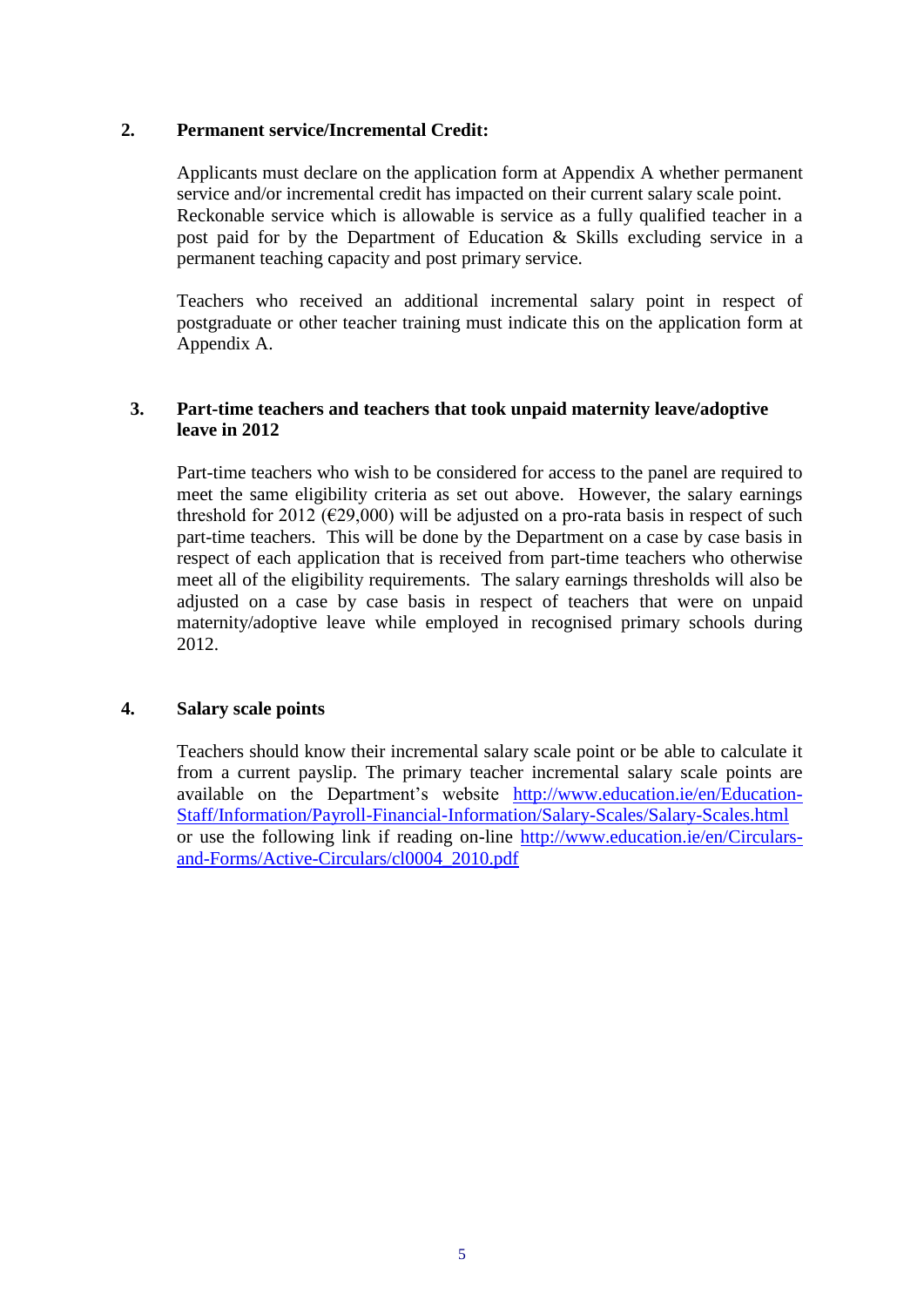**2. Permanent service/Incremental Credit:**

Applicants must declare on the application form at Appendix A whether permanent service and/or incremental credit has impacted on their current salary scale point. Reckonable service which is allowable is service as a fully qualified teacher in a post paid for by the Department of Education & Skills excluding service in a permanent teaching capacity and post primary service.

Teachers who received an additional incremental salary point in respect of postgraduate or other teacher training must indicate this on the application form at Appendix A.

**3. Part-time teachers and teachers that took unpaid maternity leave/adoptive leave in 2012**

Part-time teachers who wish to be considered for access to the panel are required to meet the same eligibility criteria as set out above. However, the salary earnings threshold for 2012 (€29,000) will be adjusted on a pro-rata basis in respect of such part-time teachers. This will be done by the Department on a case by case basis in respect of each application that is received from part-time teachers who otherwise meet all of the eligibility requirements. The salary earnings thresholds will also be adjusted on a case by case basis in respect of teachers that were on unpaid maternity/adoptive leave while employed in recognised primary schools during 2012.

**4. Salary scale points**

Teachers should know their incremental salary scale point or be able to calculate it from a current payslip. The primary teacher incremental salary scale points are available on the Department's website http://www.education.ie/en/Education-Staff/Information/Payroll-Financial-Information/Salary-Scales/Salary-Scales.html or use the following link if reading on-line http://www.education.ie/en/Circulars-and-Forms/Active-Circulars/cl0004_2010.pdf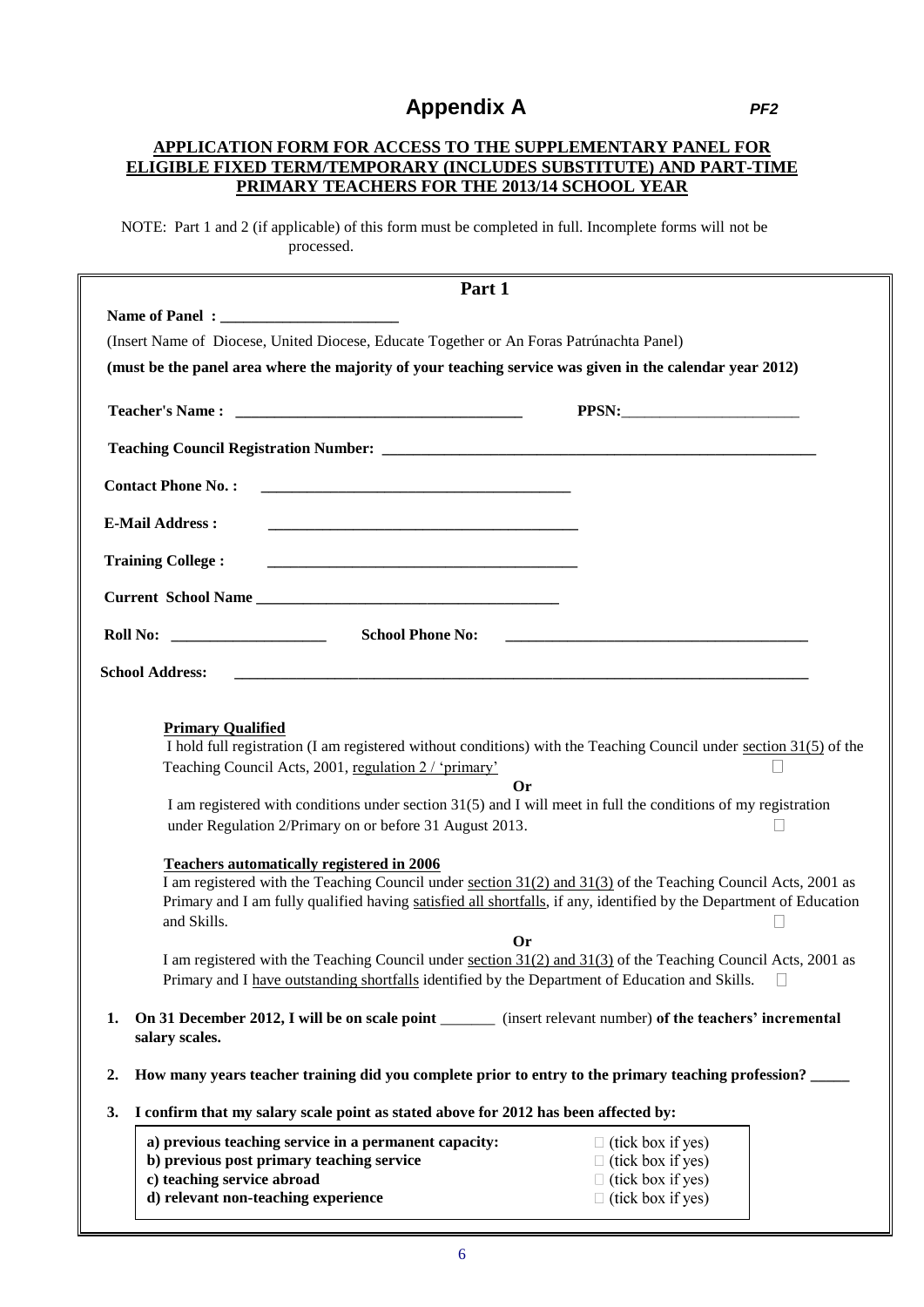# Appendix A

*PF2*

**APPLICATION FORM FOR ACCESS TO THE SUPPLEMENTARY PANEL FOR ELIGIBLE FIXED TERM/TEMPORARY (INCLUDES SUBSTITUTE) AND PART-TIME PRIMARY TEACHERS FOR THE 2013/14 SCHOOL YEAR**

NOTE: Part 1 and 2 (if applicable) of this form must be completed in full. Incomplete forms will not be processed.

## Part 1

**Name of Panel : \_\_\_\_\_\_\_\_\_\_\_\_\_\_\_\_\_\_\_\_\_\_**

(Insert Name of Diocese, United Diocese, Educate Together or An Foras Patrúnachta Panel)

**(must be the panel area where the majority of your teaching service was given in the calendar year 2012)**

**Teacher's Name : \_\_\_\_\_\_\_\_\_\_\_\_\_\_\_\_\_\_\_\_\_\_\_\_\_\_\_\_\_\_\_\_\_\_\_\_** **PPSN:**\_\_\_\_\_\_\_\_\_\_\_\_\_\_\_\_\_\_\_\_\_\_\_

**Teaching Council Registration Number: \_\_\_\_\_\_\_\_\_\_\_\_\_\_\_\_\_\_\_\_\_\_\_\_\_\_\_\_\_\_\_\_\_\_\_\_\_\_\_\_\_\_\_\_\_\_\_\_\_\_\_\_\_\_\_**

**Contact Phone No. :** \_\_\_\_\_\_\_\_\_\_\_\_\_\_\_\_\_\_\_\_\_\_\_\_\_\_\_\_\_\_\_\_\_\_\_\_\_\_\_

**E-Mail Address :** \_\_\_\_\_\_\_\_\_\_\_\_\_\_\_\_\_\_\_\_\_\_\_\_\_\_\_\_\_\_\_\_\_\_\_\_\_\_\_

**Training College :** \_\_\_\_\_\_\_\_\_\_\_\_\_\_\_\_\_\_\_\_\_\_\_\_\_\_\_\_\_\_\_\_\_\_\_\_\_\_\_

**Current School Name \_\_\_\_\_\_\_\_\_\_\_\_\_\_\_\_\_\_\_\_\_\_\_\_\_\_\_\_\_\_\_\_\_\_\_\_\_\_\_**

**Roll No:** \_\_\_\_\_\_\_\_\_\_\_\_\_\_\_\_\_\_\_\_ **School Phone No:** \_\_\_\_\_\_\_\_\_\_\_\_\_\_\_\_\_\_\_\_\_\_\_\_\_\_\_\_\_\_\_\_\_\_\_\_\_\_\_

**School Address:** \_\_\_\_\_\_\_\_\_\_\_\_\_\_\_\_\_\_\_\_\_\_\_\_\_\_\_\_\_\_\_\_\_\_\_\_\_\_\_\_\_\_\_\_\_\_\_\_\_\_\_\_\_\_\_\_\_\_\_\_\_\_\_\_\_\_\_\_\_\_\_\_\_\_

**Primary Qualified**

I hold full registration (I am registered without conditions) with the Teaching Council under section 31(5) of the Teaching Council Acts, 2001, regulation 2 / 'primary' ☐

**Or**

I am registered with conditions under section 31(5) and I will meet in full the conditions of my registration under Regulation 2/Primary on or before 31 August 2013. ☐

**Teachers automatically registered in 2006**

I am registered with the Teaching Council under section 31(2) and 31(3) of the Teaching Council Acts, 2001 as Primary and I am fully qualified having satisfied all shortfalls, if any, identified by the Department of Education and Skills. ☐

**Or**

I am registered with the Teaching Council under section 31(2) and 31(3) of the Teaching Council Acts, 2001 as Primary and I have outstanding shortfalls identified by the Department of Education and Skills. ☐

1. **On 31 December 2012, I will be on scale point** \_\_\_\_\_\_\_ (insert relevant number) **of the teachers' incremental salary scales.**

2. **How many years teacher training did you complete prior to entry to the primary teaching profession?** \_\_\_\_\_

3. **I confirm that my salary scale point as stated above for 2012 has been affected by:**

| | |
|---|---|
| **a) previous teaching service in a permanent capacity:** | ☐ (tick box if yes) |
| **b) previous post primary teaching service** | ☐ (tick box if yes) |
| **c) teaching service abroad** | ☐ (tick box if yes) |
| **d) relevant non-teaching experience** | ☐ (tick box if yes) |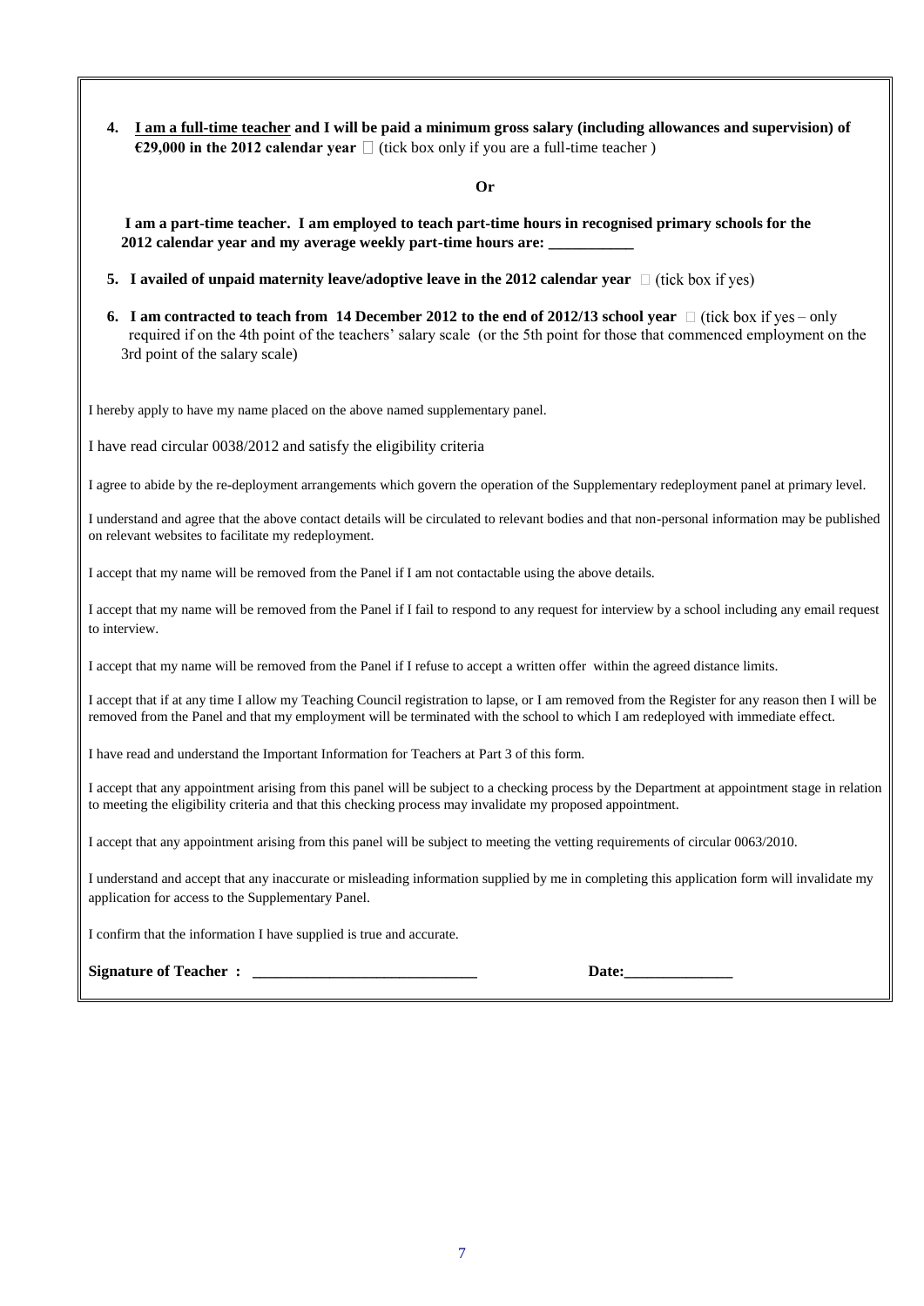**4. <u>I am a full-time teacher</u> and I will be paid a minimum gross salary (including allowances and supervision) of €29,000 in the 2012 calendar year** ☐ (tick box only if you are a full-time teacher )

**Or**

**I am a part-time teacher. I am employed to teach part-time hours in recognised primary schools for the 2012 calendar year and my average weekly part-time hours are: ___________**

**5. I availed of unpaid maternity leave/adoptive leave in the 2012 calendar year** ☐ (tick box if yes)

**6. I am contracted to teach from 14 December 2012 to the end of 2012/13 school year** ☐ (tick box if yes – only required if on the 4th point of the teachers' salary scale (or the 5th point for those that commenced employment on the 3rd point of the salary scale)

I hereby apply to have my name placed on the above named supplementary panel.

I have read circular 0038/2012 and satisfy the eligibility criteria

I agree to abide by the re-deployment arrangements which govern the operation of the Supplementary redeployment panel at primary level.

I understand and agree that the above contact details will be circulated to relevant bodies and that non-personal information may be published on relevant websites to facilitate my redeployment.

I accept that my name will be removed from the Panel if I am not contactable using the above details.

I accept that my name will be removed from the Panel if I fail to respond to any request for interview by a school including any email request to interview.

I accept that my name will be removed from the Panel if I refuse to accept a written offer within the agreed distance limits.

I accept that if at any time I allow my Teaching Council registration to lapse, or I am removed from the Register for any reason then I will be removed from the Panel and that my employment will be terminated with the school to which I am redeployed with immediate effect.

I have read and understand the Important Information for Teachers at Part 3 of this form.

I accept that any appointment arising from this panel will be subject to a checking process by the Department at appointment stage in relation to meeting the eligibility criteria and that this checking process may invalidate my proposed appointment.

I accept that any appointment arising from this panel will be subject to meeting the vetting requirements of circular 0063/2010.

I understand and accept that any inaccurate or misleading information supplied by me in completing this application form will invalidate my application for access to the Supplementary Panel.

I confirm that the information I have supplied is true and accurate.

**Signature of Teacher : _____________________________** **Date:______________**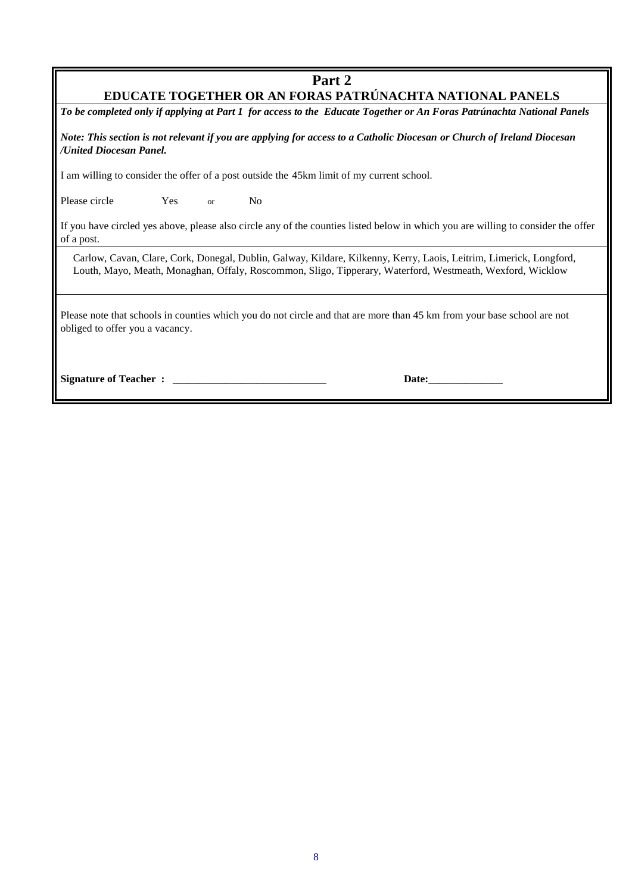## Part 2
## EDUCATE TOGETHER OR AN FORAS PATRÚNACHTA NATIONAL PANELS

***To be completed only if applying at Part 1 for access to the Educate Together or An Foras Patrúnachta National Panels***

***Note: This section is not relevant if you are applying for access to a Catholic Diocesan or Church of Ireland Diocesan /United Diocesan Panel.***

I am willing to consider the offer of a post outside the 45km limit of my current school.

Please circle Yes or No

If you have circled yes above, please also circle any of the counties listed below in which you are willing to consider the offer of a post.

Carlow, Cavan, Clare, Cork, Donegal, Dublin, Galway, Kildare, Kilkenny, Kerry, Laois, Leitrim, Limerick, Longford, Louth, Mayo, Meath, Monaghan, Offaly, Roscommon, Sligo, Tipperary, Waterford, Westmeath, Wexford, Wicklow

Please note that schools in counties which you do not circle and that are more than 45 km from your base school are not obliged to offer you a vacancy.

**Signature of Teacher : ____________________________** **Date:______________**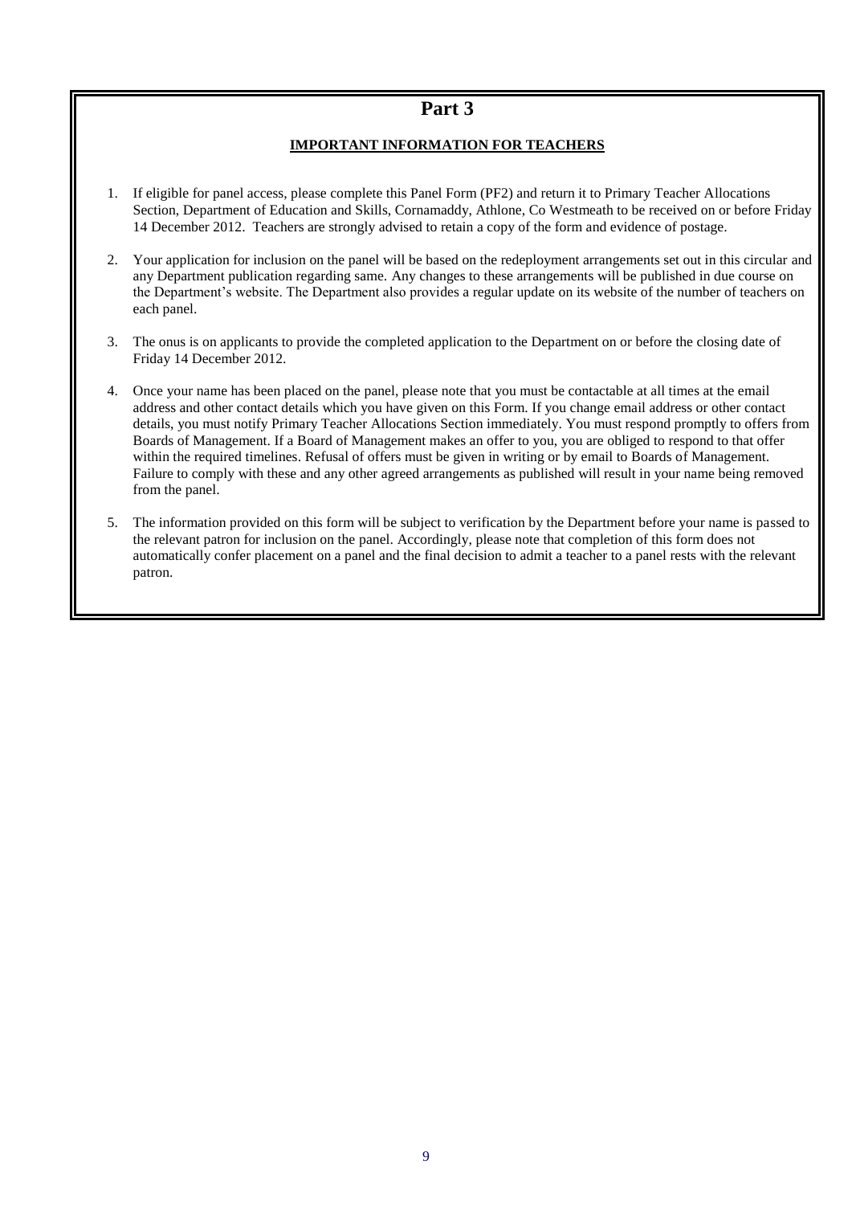# Part 3

**IMPORTANT INFORMATION FOR TEACHERS**

1. If eligible for panel access, please complete this Panel Form (PF2) and return it to Primary Teacher Allocations Section, Department of Education and Skills, Cornamaddy, Athlone, Co Westmeath to be received on or before Friday 14 December 2012. Teachers are strongly advised to retain a copy of the form and evidence of postage.

2. Your application for inclusion on the panel will be based on the redeployment arrangements set out in this circular and any Department publication regarding same. Any changes to these arrangements will be published in due course on the Department's website. The Department also provides a regular update on its website of the number of teachers on each panel.

3. The onus is on applicants to provide the completed application to the Department on or before the closing date of Friday 14 December 2012.

4. Once your name has been placed on the panel, please note that you must be contactable at all times at the email address and other contact details which you have given on this Form. If you change email address or other contact details, you must notify Primary Teacher Allocations Section immediately. You must respond promptly to offers from Boards of Management. If a Board of Management makes an offer to you, you are obliged to respond to that offer within the required timelines. Refusal of offers must be given in writing or by email to Boards of Management. Failure to comply with these and any other agreed arrangements as published will result in your name being removed from the panel.

5. The information provided on this form will be subject to verification by the Department before your name is passed to the relevant patron for inclusion on the panel. Accordingly, please note that completion of this form does not automatically confer placement on a panel and the final decision to admit a teacher to a panel rests with the relevant patron.